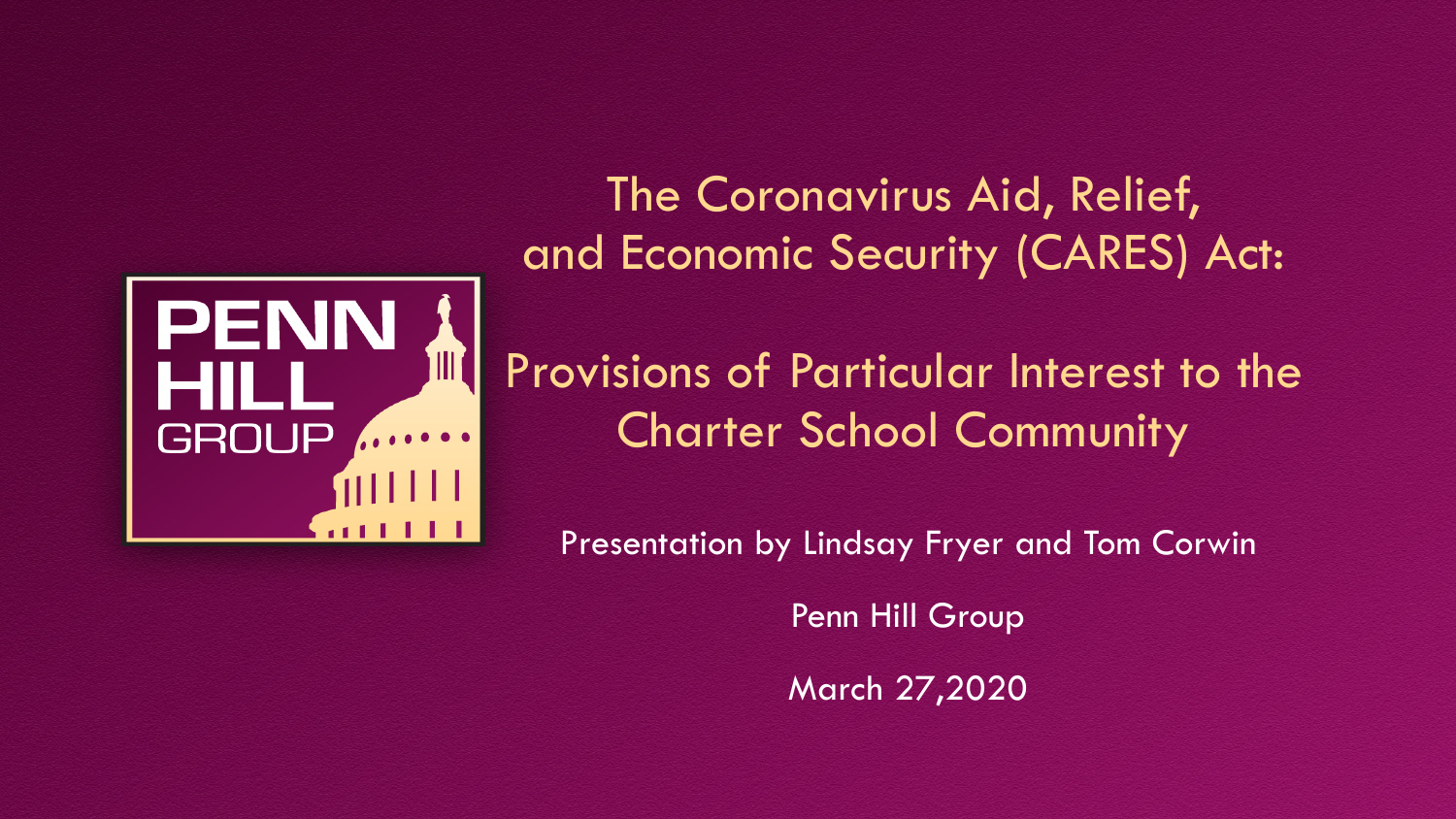# The Coronavirus Aid, Relief, and Economic Security (CARES) Act:

## Provisions of Particular Interest to the Charter School Community

Presentation by Lindsay Fryer and Tom Corwin

Penn Hill Group

March 27,2020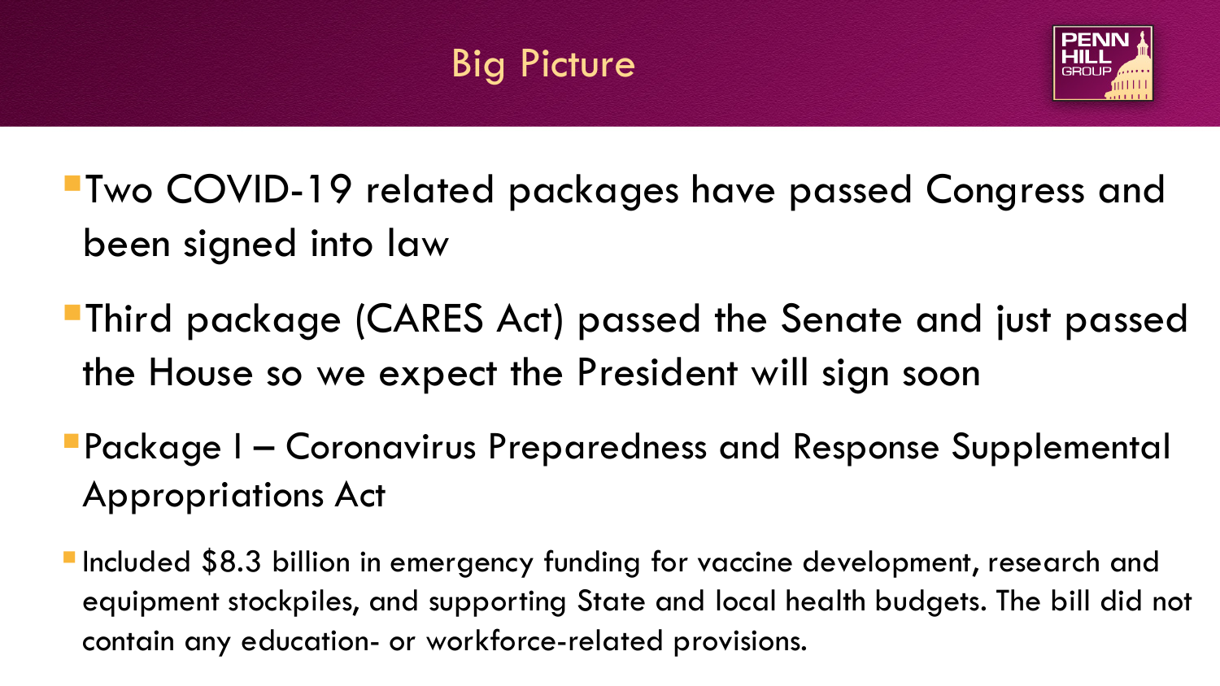# Big Picture

- Two COVID-19 related packages have passed Congress and been signed into law
- Third package (CARES Act) passed the Senate and just passed the House so we expect the President will sign soon
- Package I – Coronavirus Preparedness and Response Supplemental Appropriations Act
  - Included $8.3 billion in emergency funding for vaccine development, research and equipment stockpiles, and supporting State and local health budgets. The bill did not contain any education- or workforce-related provisions.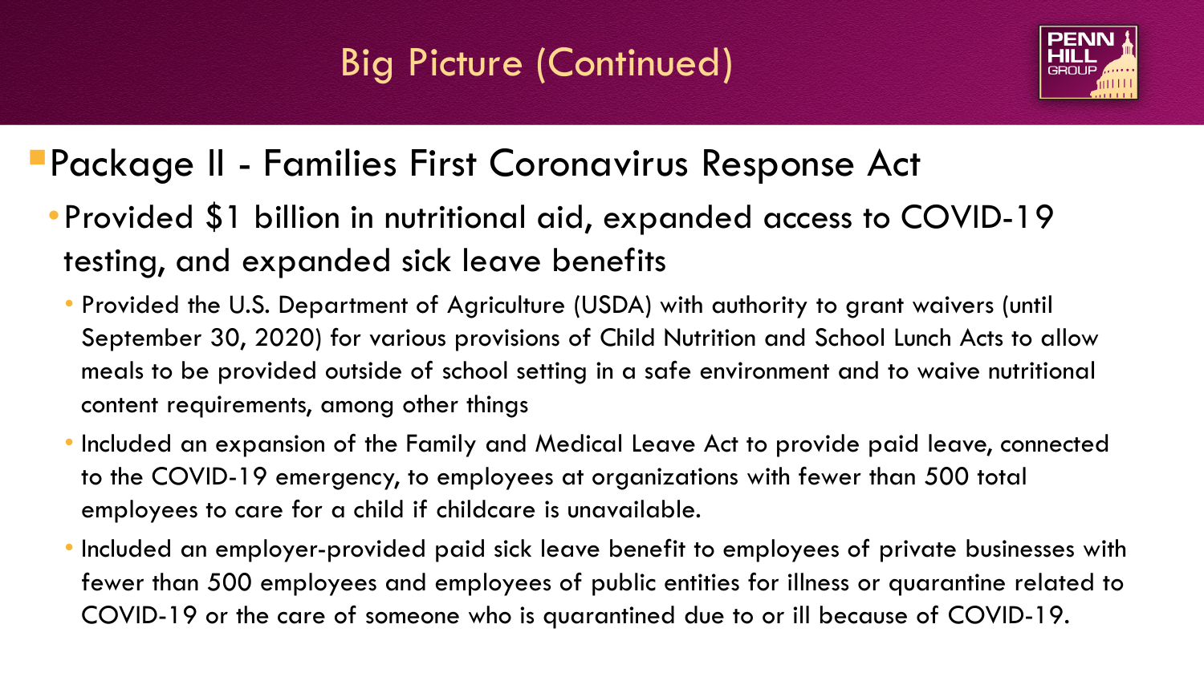# Big Picture (Continued)

- Package II - Families First Coronavirus Response Act
  - Provided $1 billion in nutritional aid, expanded access to COVID-19 testing, and expanded sick leave benefits
    - Provided the U.S. Department of Agriculture (USDA) with authority to grant waivers (until September 30, 2020) for various provisions of Child Nutrition and School Lunch Acts to allow meals to be provided outside of school setting in a safe environment and to waive nutritional content requirements, among other things
    - Included an expansion of the Family and Medical Leave Act to provide paid leave, connected to the COVID-19 emergency, to employees at organizations with fewer than 500 total employees to care for a child if childcare is unavailable.
    - Included an employer-provided paid sick leave benefit to employees of private businesses with fewer than 500 employees and employees of public entities for illness or quarantine related to COVID-19 or the care of someone who is quarantined due to or ill because of COVID-19.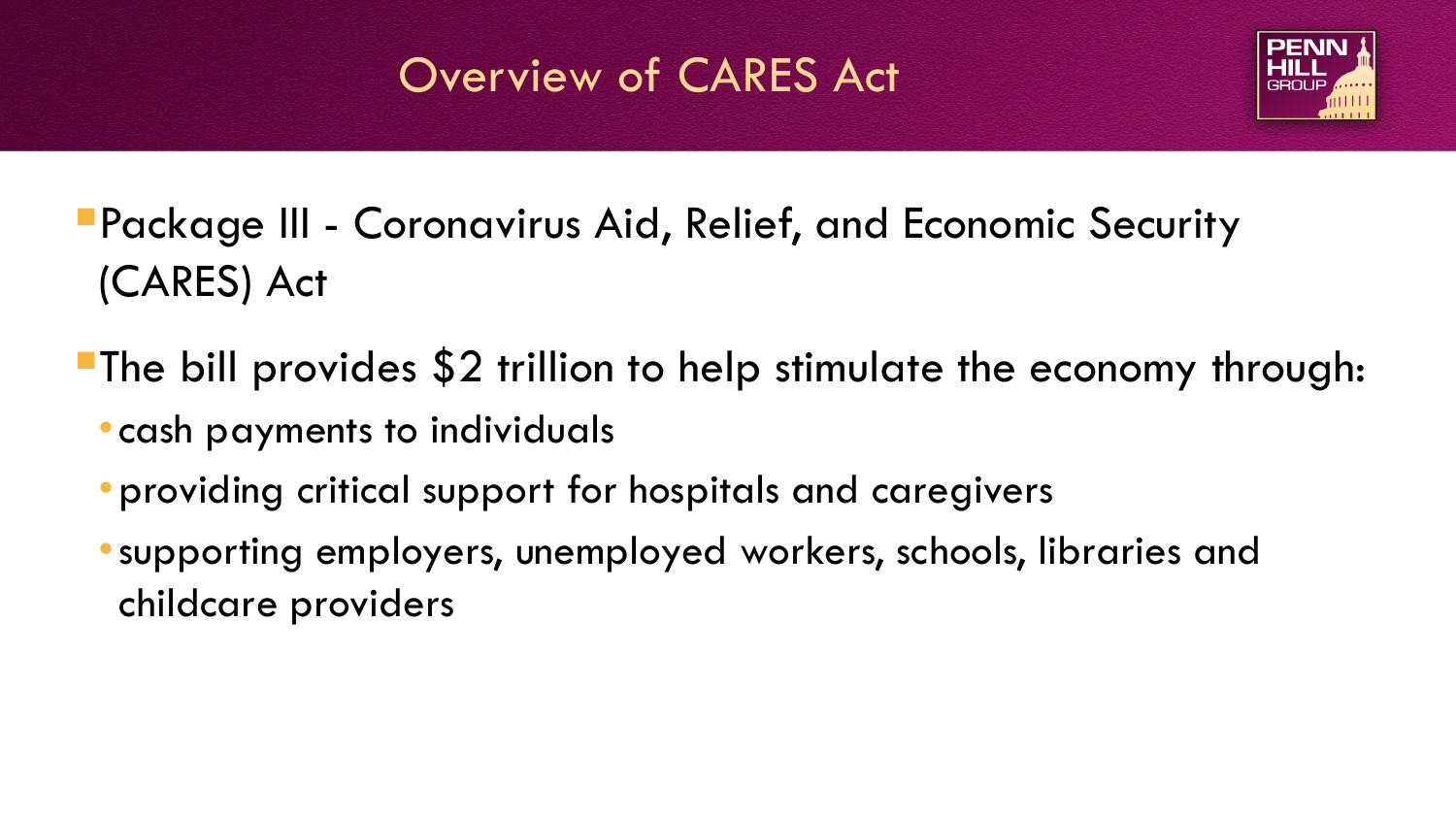# Overview of CARES Act

- Package III - Coronavirus Aid, Relief, and Economic Security (CARES) Act
- The bill provides $2 trillion to help stimulate the economy through:
  - cash payments to individuals
  - providing critical support for hospitals and caregivers
  - supporting employers, unemployed workers, schools, libraries and childcare providers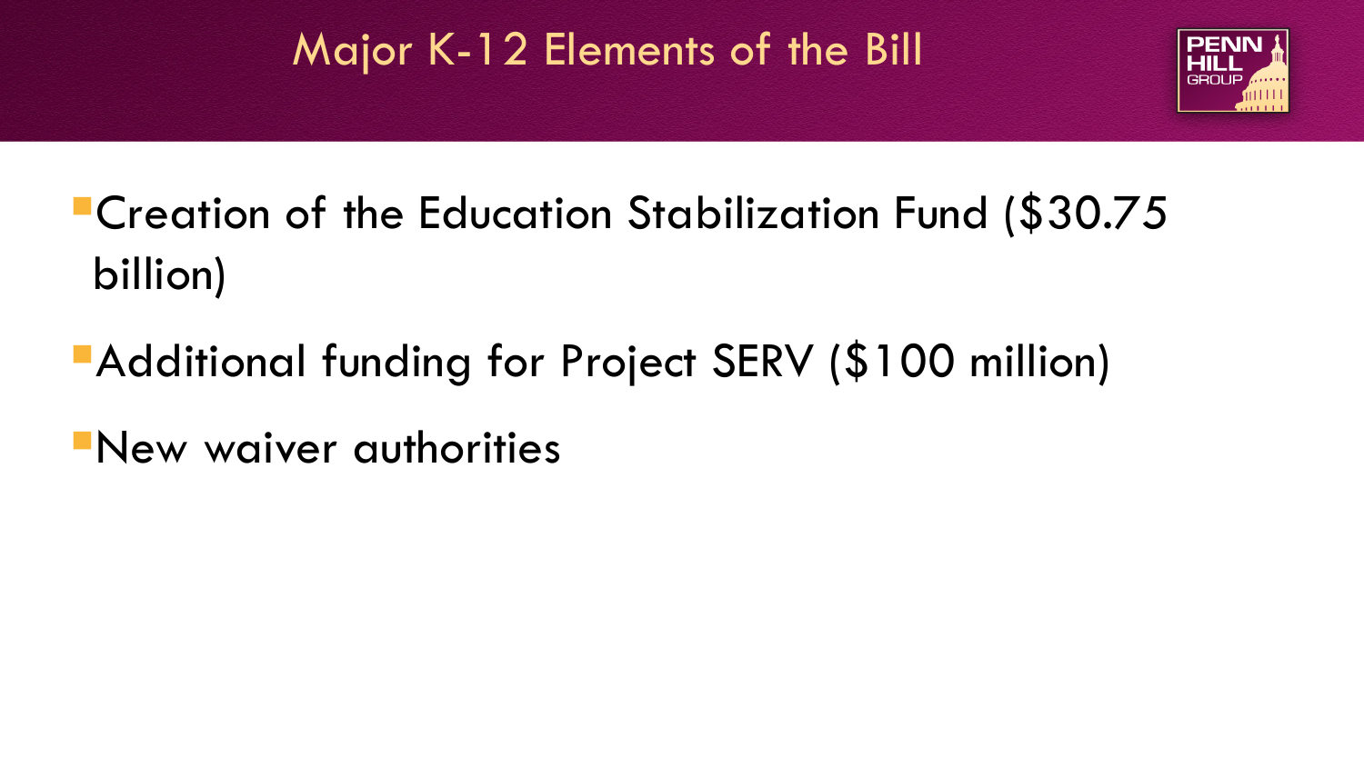# Major K-12 Elements of the Bill

- Creation of the Education Stabilization Fund ($30.75 billion)
- Additional funding for Project SERV ($100 million)
- New waiver authorities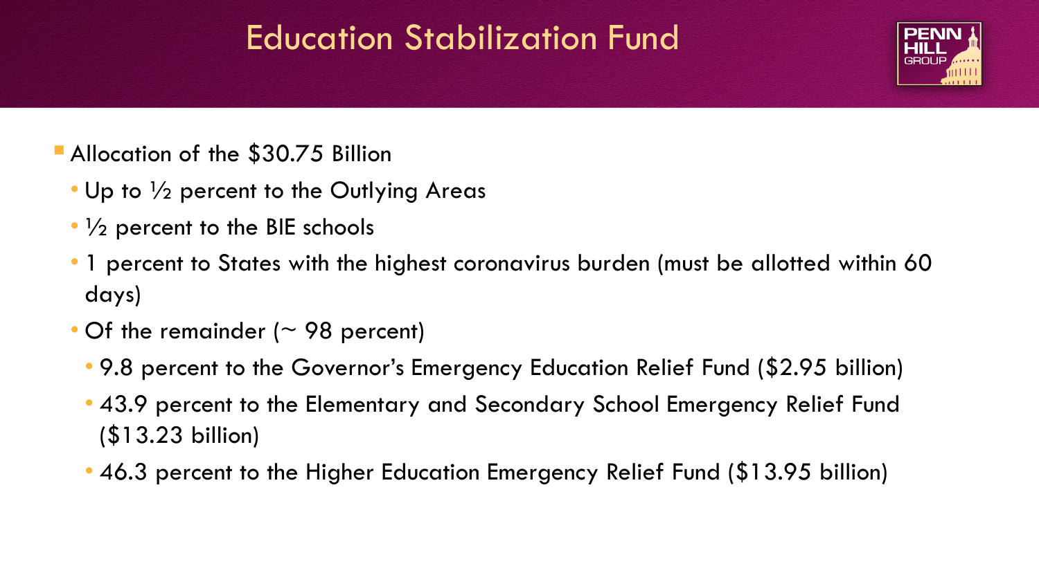# Education Stabilization Fund

- Allocation of the $30.75 Billion
  - Up to ½ percent to the Outlying Areas
  - ½ percent to the BIE schools
  - 1 percent to States with the highest coronavirus burden (must be allotted within 60 days)
  - Of the remainder (~ 98 percent)
    - 9.8 percent to the Governor's Emergency Education Relief Fund ($2.95 billion)
    - 43.9 percent to the Elementary and Secondary School Emergency Relief Fund ($13.23 billion)
    - 46.3 percent to the Higher Education Emergency Relief Fund ($13.95 billion)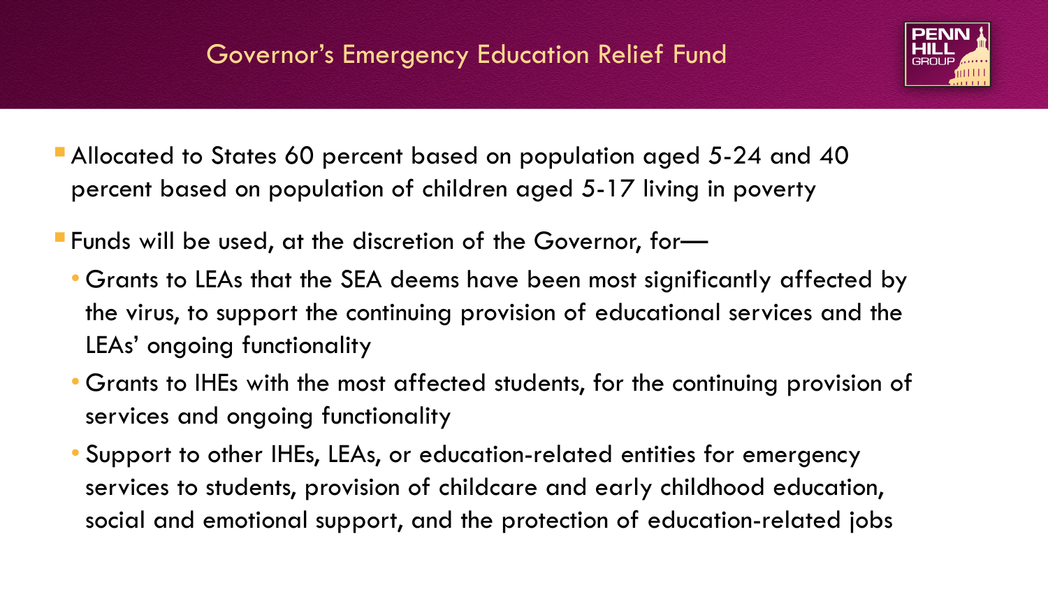# Governor's Emergency Education Relief Fund

- Allocated to States 60 percent based on population aged 5-24 and 40 percent based on population of children aged 5-17 living in poverty
- Funds will be used, at the discretion of the Governor, for—
  - Grants to LEAs that the SEA deems have been most significantly affected by the virus, to support the continuing provision of educational services and the LEAs' ongoing functionality
  - Grants to IHEs with the most affected students, for the continuing provision of services and ongoing functionality
  - Support to other IHEs, LEAs, or education-related entities for emergency services to students, provision of childcare and early childhood education, social and emotional support, and the protection of education-related jobs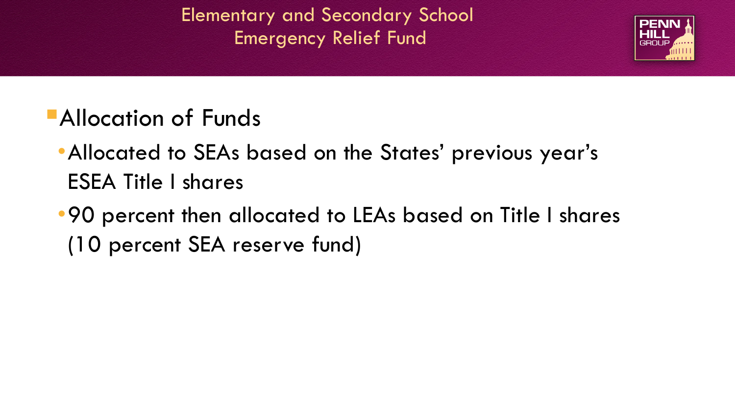# Elementary and Secondary School Emergency Relief Fund

- Allocation of Funds
  - Allocated to SEAs based on the States' previous year's ESEA Title I shares
  - 90 percent then allocated to LEAs based on Title I shares (10 percent SEA reserve fund)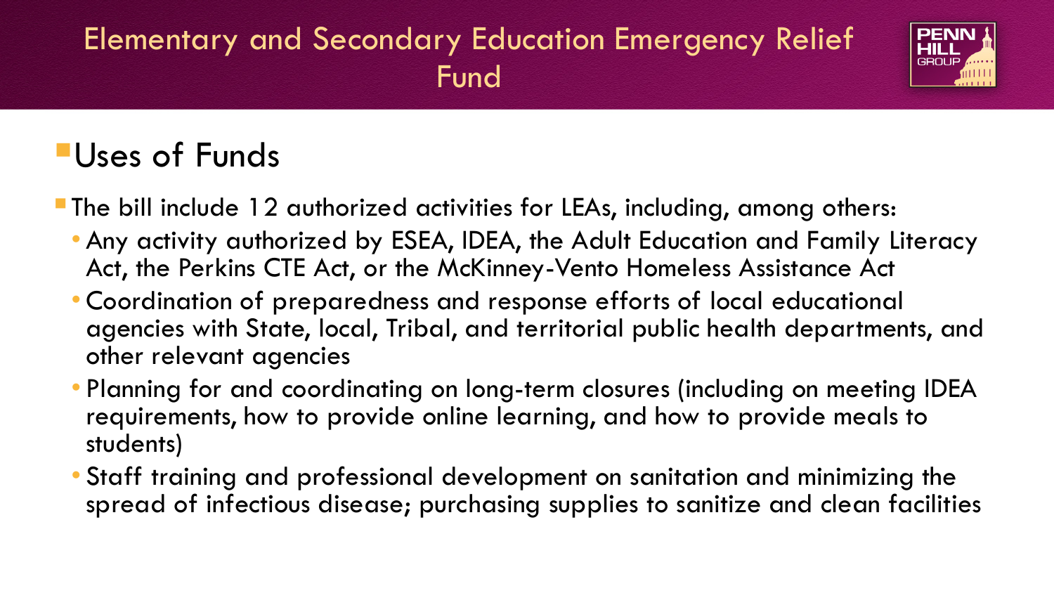# Elementary and Secondary Education Emergency Relief Fund

## Uses of Funds

- The bill include 12 authorized activities for LEAs, including, among others:
  - Any activity authorized by ESEA, IDEA, the Adult Education and Family Literacy Act, the Perkins CTE Act, or the McKinney-Vento Homeless Assistance Act
  - Coordination of preparedness and response efforts of local educational agencies with State, local, Tribal, and territorial public health departments, and other relevant agencies
  - Planning for and coordinating on long-term closures (including on meeting IDEA requirements, how to provide online learning, and how to provide meals to students)
  - Staff training and professional development on sanitation and minimizing the spread of infectious disease; purchasing supplies to sanitize and clean facilities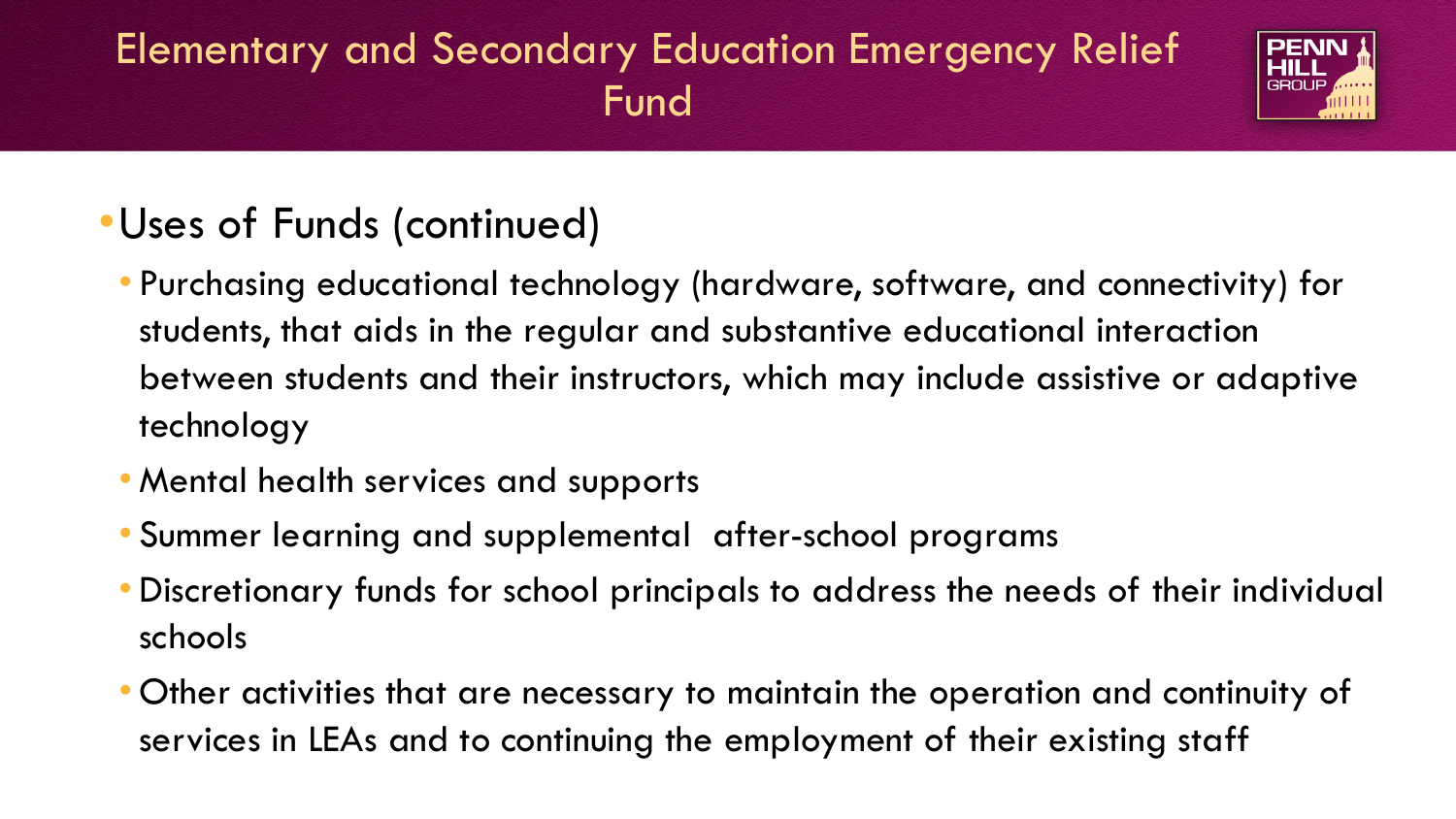# Elementary and Secondary Education Emergency Relief Fund

- Uses of Funds (continued)
  - Purchasing educational technology (hardware, software, and connectivity) for students, that aids in the regular and substantive educational interaction between students and their instructors, which may include assistive or adaptive technology
  - Mental health services and supports
  - Summer learning and supplemental after-school programs
  - Discretionary funds for school principals to address the needs of their individual schools
  - Other activities that are necessary to maintain the operation and continuity of services in LEAs and to continuing the employment of their existing staff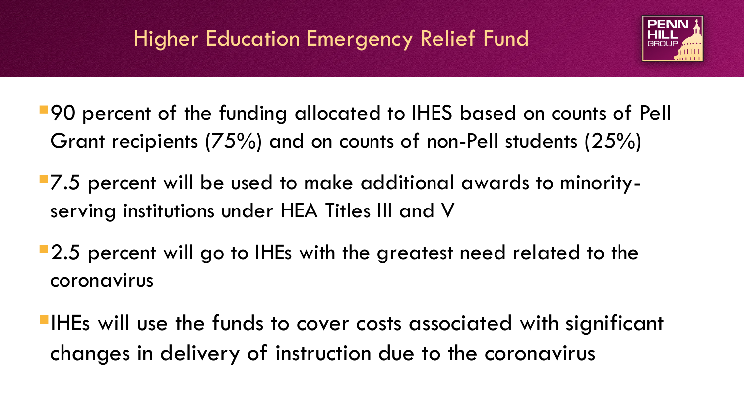# Higher Education Emergency Relief Fund

- 90 percent of the funding allocated to IHES based on counts of Pell Grant recipients (75%) and on counts of non-Pell students (25%)
- 7.5 percent will be used to make additional awards to minority-serving institutions under HEA Titles III and V
- 2.5 percent will go to IHEs with the greatest need related to the coronavirus
- IHEs will use the funds to cover costs associated with significant changes in delivery of instruction due to the coronavirus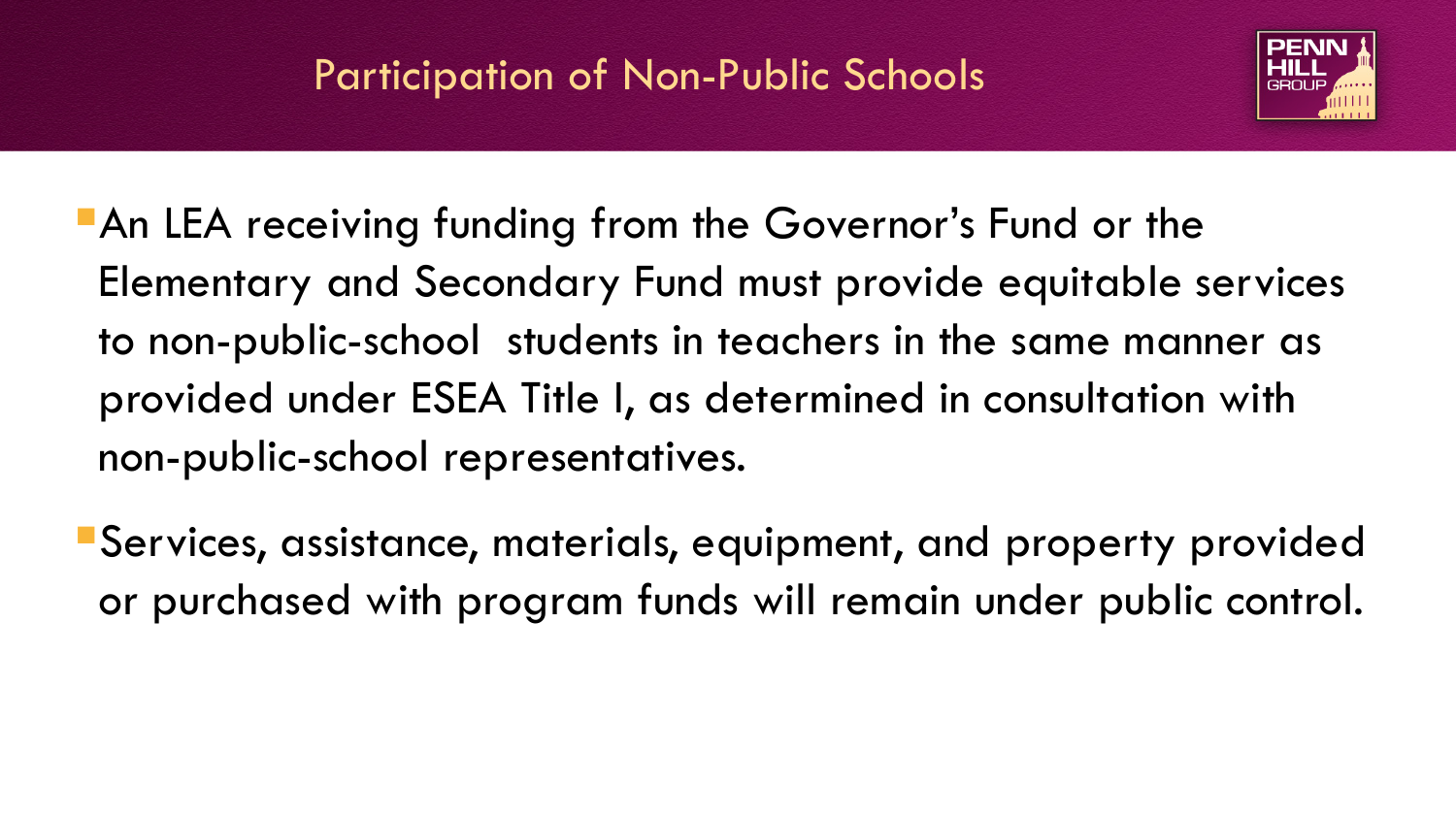# Participation of Non-Public Schools

- An LEA receiving funding from the Governor's Fund or the Elementary and Secondary Fund must provide equitable services to non-public-school students in teachers in the same manner as provided under ESEA Title I, as determined in consultation with non-public-school representatives.
- Services, assistance, materials, equipment, and property provided or purchased with program funds will remain under public control.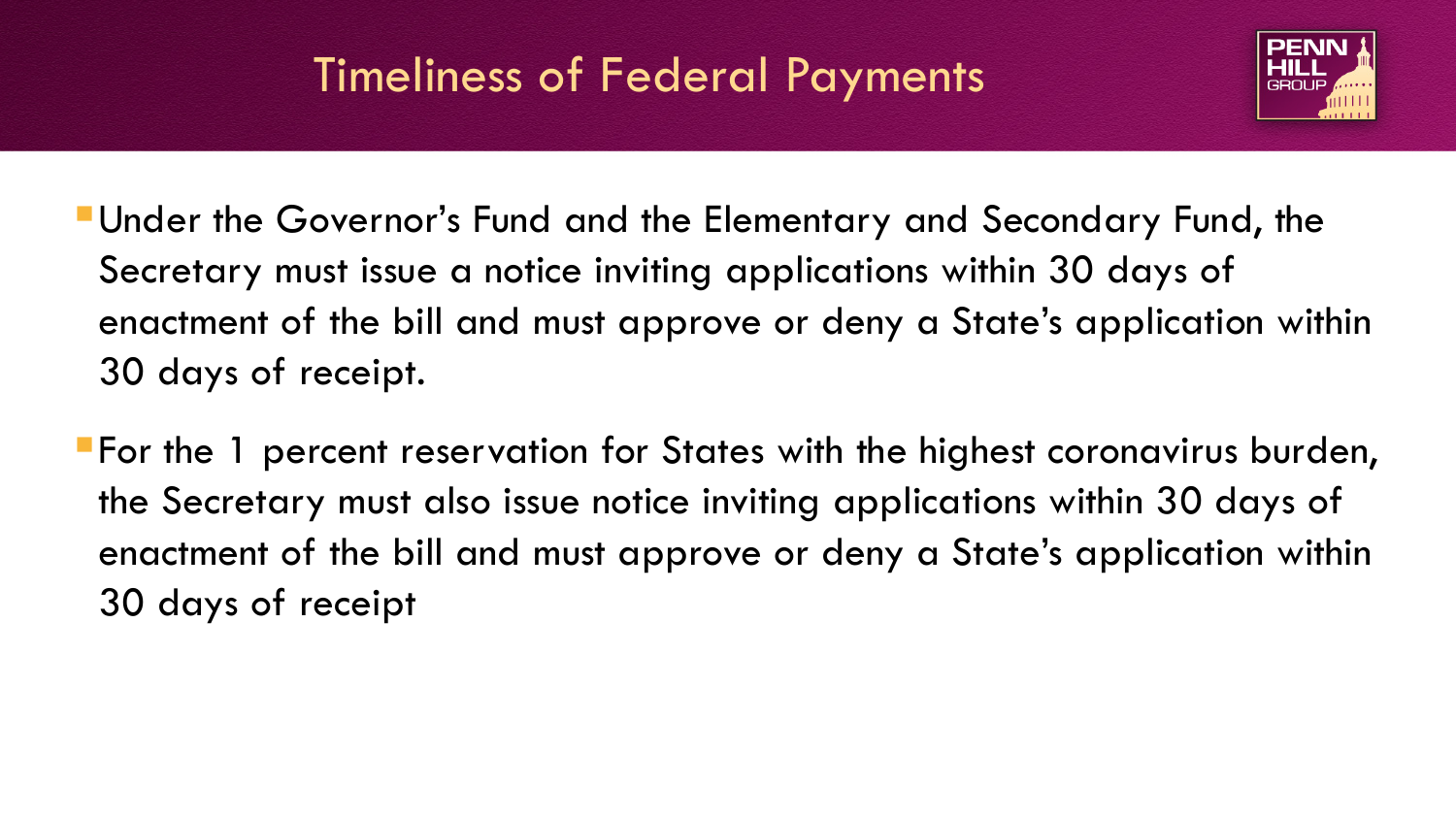# Timeliness of Federal Payments

- Under the Governor's Fund and the Elementary and Secondary Fund, the Secretary must issue a notice inviting applications within 30 days of enactment of the bill and must approve or deny a State's application within 30 days of receipt.
- For the 1 percent reservation for States with the highest coronavirus burden, the Secretary must also issue notice inviting applications within 30 days of enactment of the bill and must approve or deny a State's application within 30 days of receipt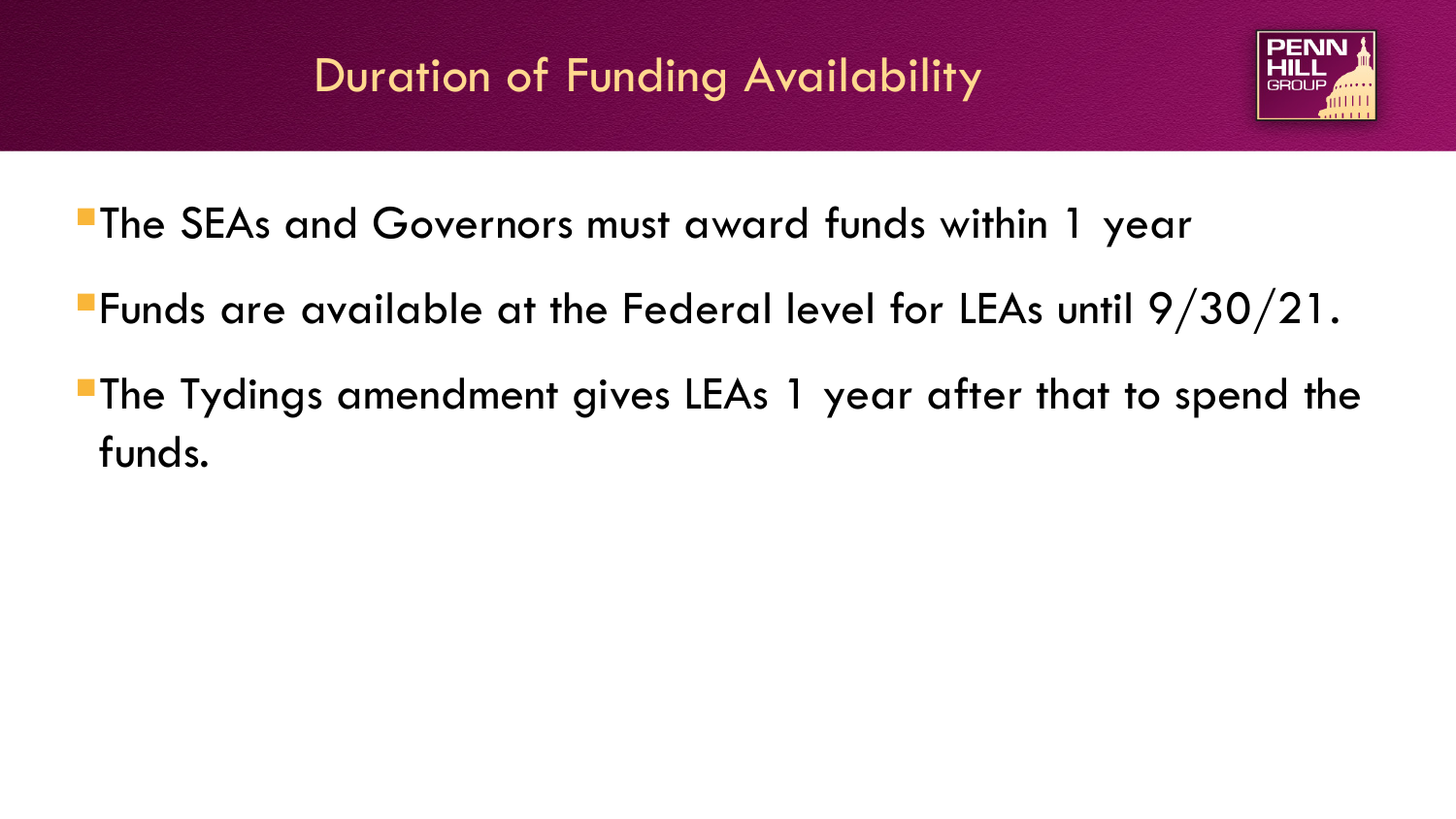## Duration of Funding Availability

- The SEAs and Governors must award funds within 1 year
- Funds are available at the Federal level for LEAs until 9/30/21.
- The Tydings amendment gives LEAs 1 year after that to spend the funds.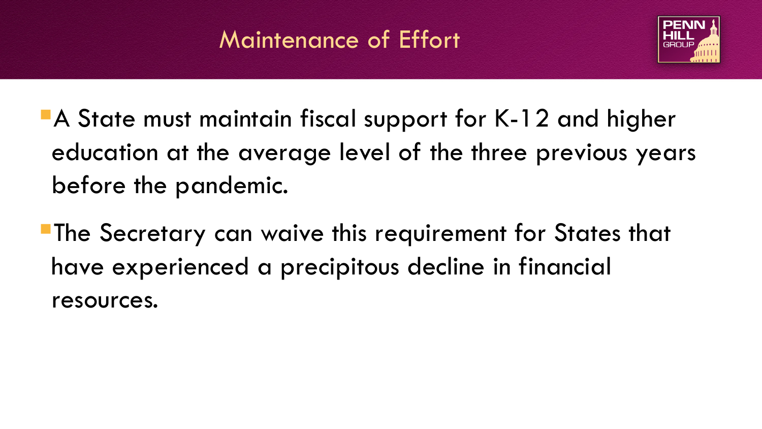# Maintenance of Effort

- A State must maintain fiscal support for K-12 and higher education at the average level of the three previous years before the pandemic.
- The Secretary can waive this requirement for States that have experienced a precipitous decline in financial resources.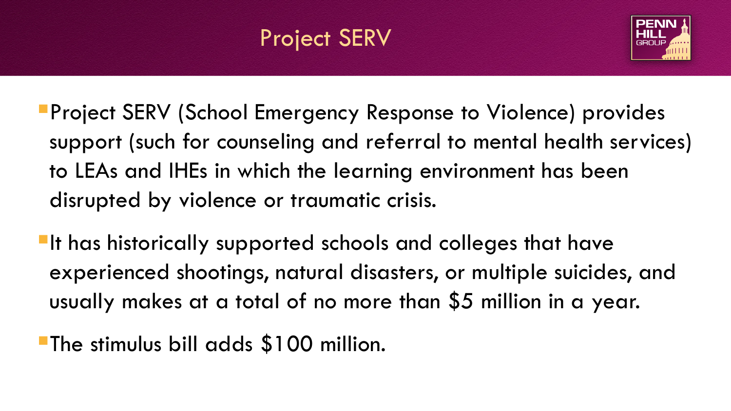# Project SERV

- Project SERV (School Emergency Response to Violence) provides support (such for counseling and referral to mental health services) to LEAs and IHEs in which the learning environment has been disrupted by violence or traumatic crisis.
- It has historically supported schools and colleges that have experienced shootings, natural disasters, or multiple suicides, and usually makes at a total of no more than $5 million in a year.
- The stimulus bill adds $100 million.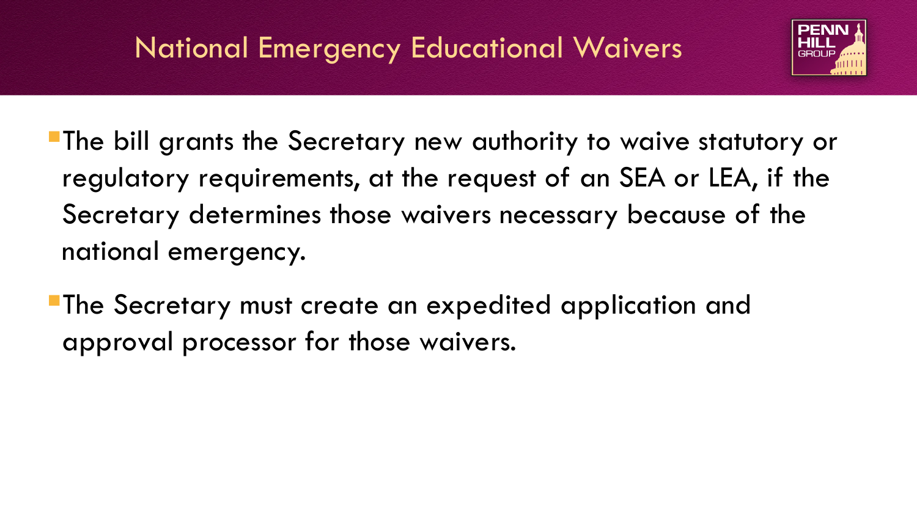# National Emergency Educational Waivers

- The bill grants the Secretary new authority to waive statutory or regulatory requirements, at the request of an SEA or LEA, if the Secretary determines those waivers necessary because of the national emergency.
- The Secretary must create an expedited application and approval processor for those waivers.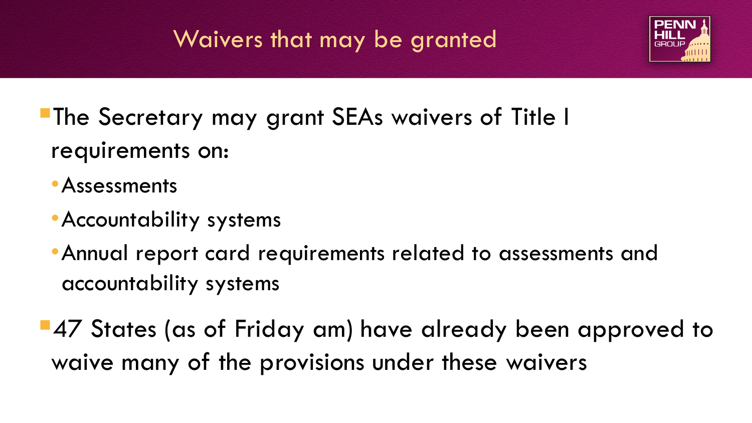# Waivers that may be granted

- The Secretary may grant SEAs waivers of Title I requirements on:
  - Assessments
  - Accountability systems
  - Annual report card requirements related to assessments and accountability systems
- 47 States (as of Friday am) have already been approved to waive many of the provisions under these waivers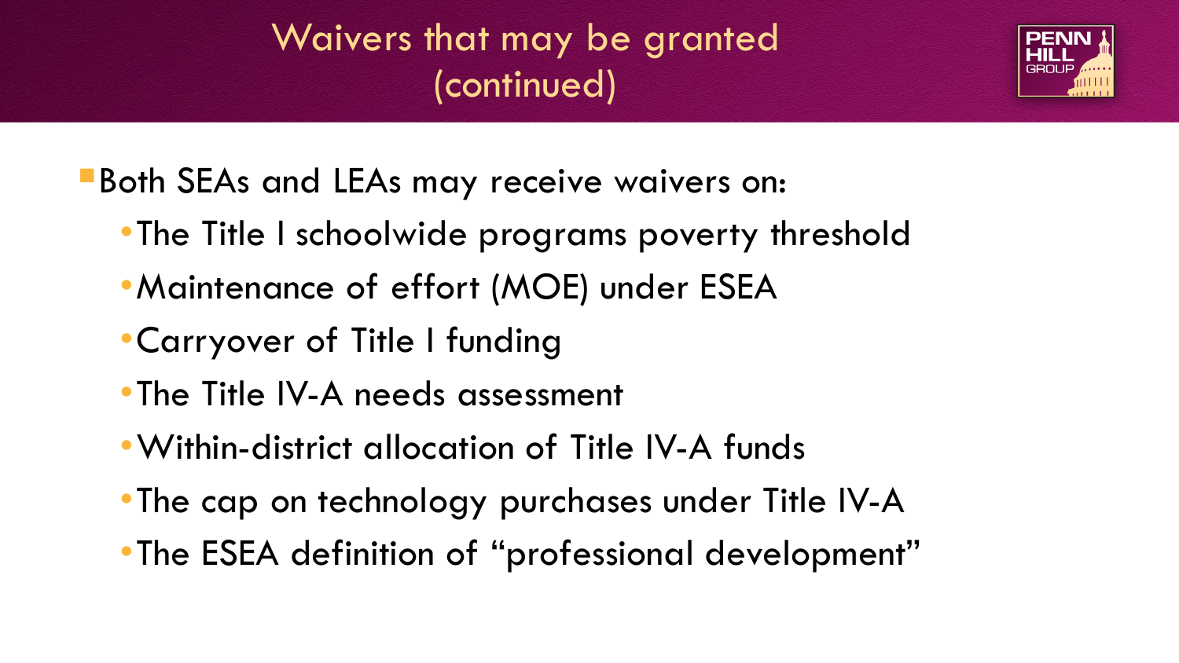# Waivers that may be granted (continued)

- Both SEAs and LEAs may receive waivers on:
  - The Title I schoolwide programs poverty threshold
  - Maintenance of effort (MOE) under ESEA
  - Carryover of Title I funding
  - The Title IV-A needs assessment
  - Within-district allocation of Title IV-A funds
  - The cap on technology purchases under Title IV-A
  - The ESEA definition of "professional development"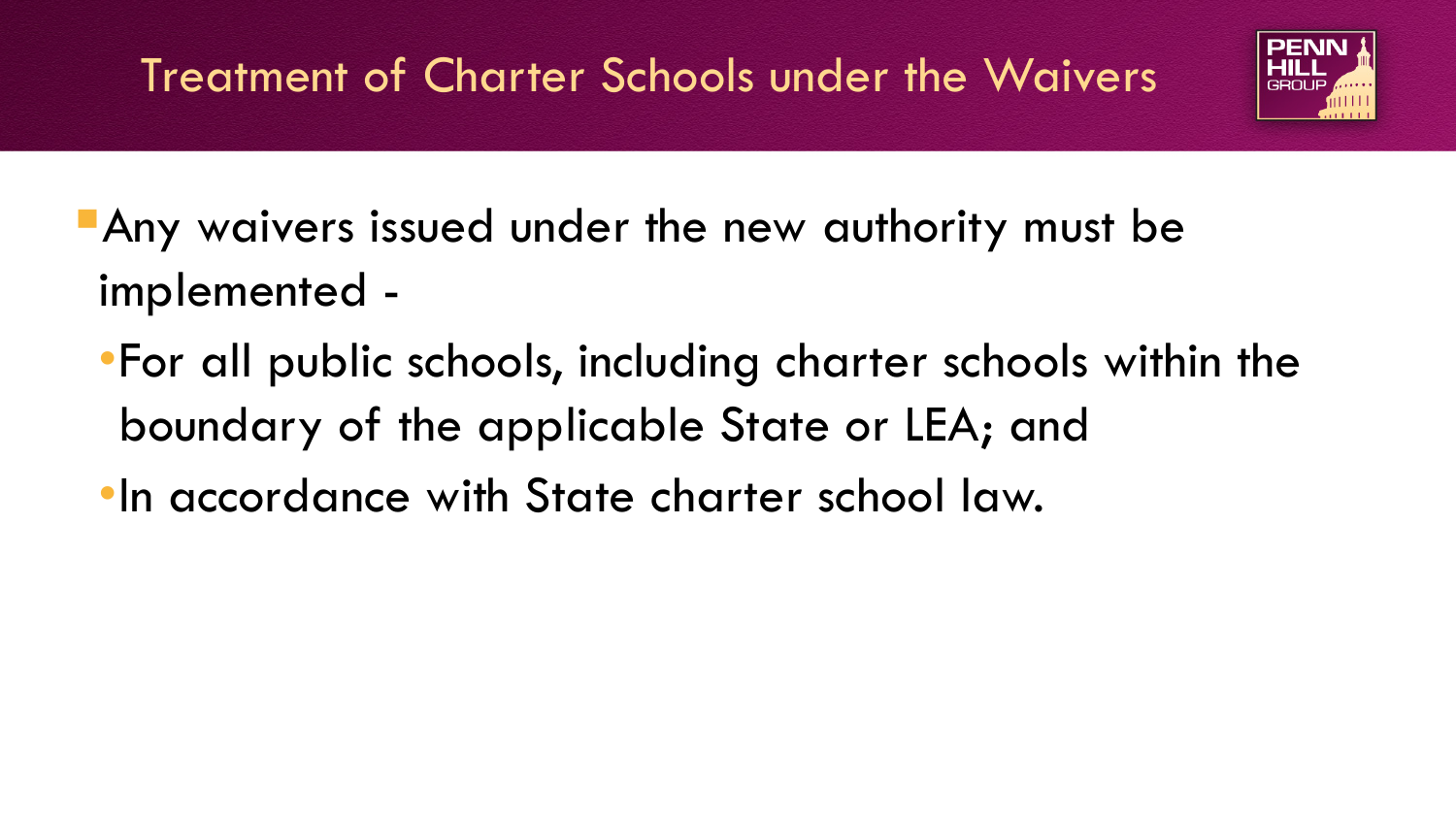# Treatment of Charter Schools under the Waivers

- Any waivers issued under the new authority must be implemented -
  - For all public schools, including charter schools within the boundary of the applicable State or LEA; and
  - In accordance with State charter school law.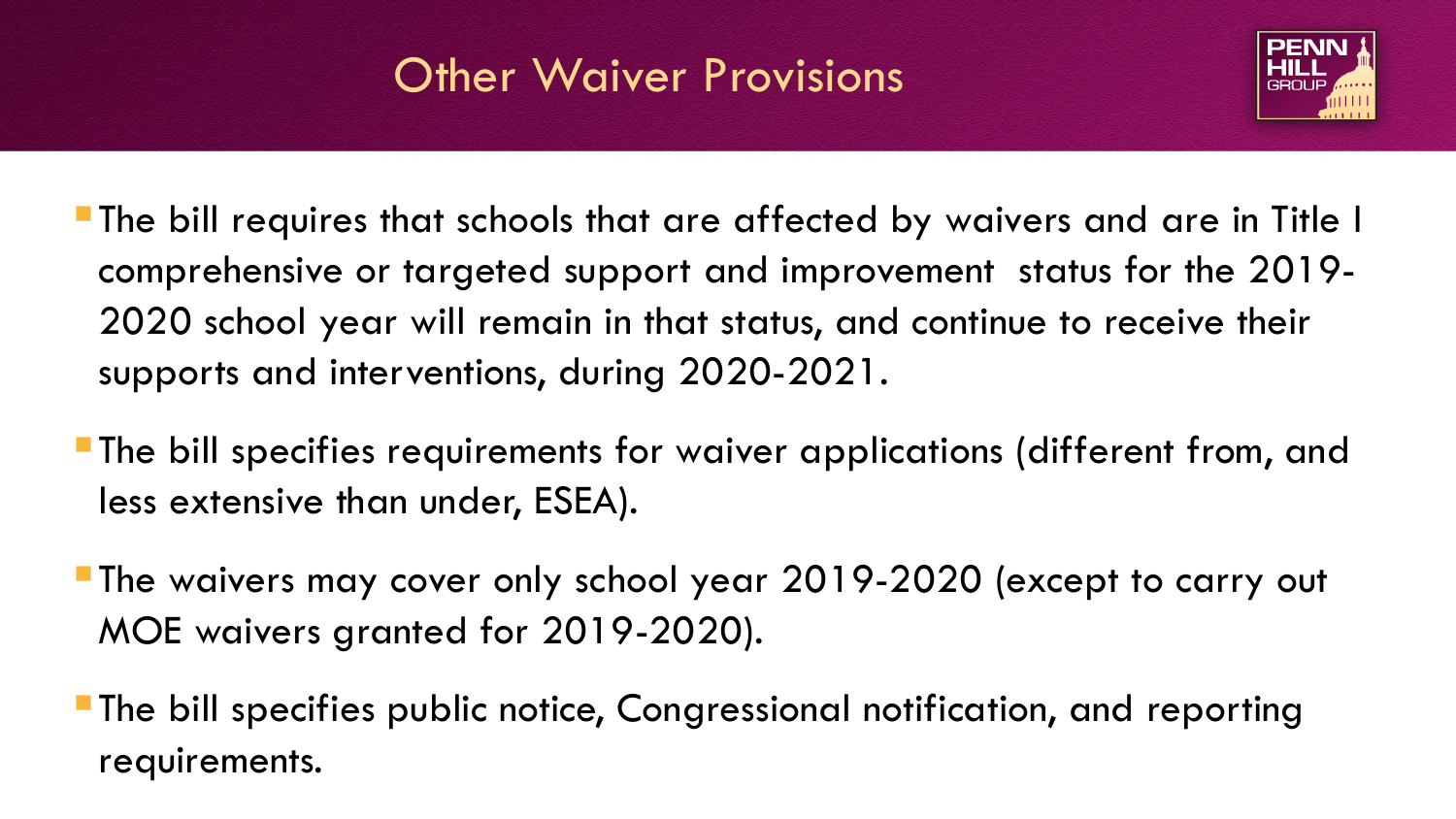# Other Waiver Provisions

- The bill requires that schools that are affected by waivers and are in Title I comprehensive or targeted support and improvement status for the 2019-2020 school year will remain in that status, and continue to receive their supports and interventions, during 2020-2021.
- The bill specifies requirements for waiver applications (different from, and less extensive than under, ESEA).
- The waivers may cover only school year 2019-2020 (except to carry out MOE waivers granted for 2019-2020).
- The bill specifies public notice, Congressional notification, and reporting requirements.